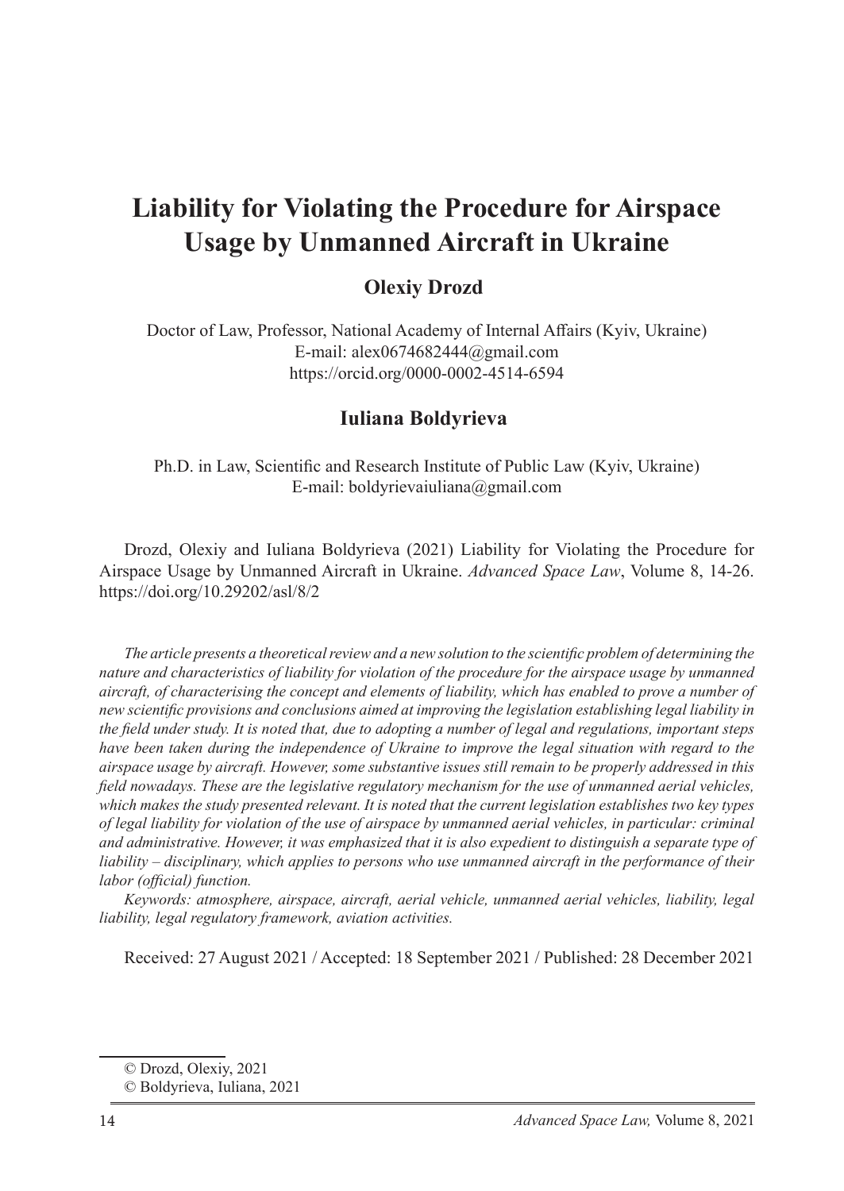# Liability for Violating the Procedure for Airspace Usage by Unmanned Aircraft in Ukraine

## Olexiy Drozd

Doctor of Law, Professor, National Academy of Internal Affairs (Kyiv, Ukraine)
E-mail: alex0674682444@gmail.com
https://orcid.org/0000-0002-4514-6594

## Iuliana Boldyrieva

Ph.D. in Law, Scientific and Research Institute of Public Law (Kyiv, Ukraine)
E-mail: boldyrievaiuliana@gmail.com

Drozd, Olexiy and Iuliana Boldyrieva (2021) Liability for Violating the Procedure for Airspace Usage by Unmanned Aircraft in Ukraine. *Advanced Space Law*, Volume 8, 14-26. https://doi.org/10.29202/asl/8/2

*The article presents a theoretical review and a new solution to the scientific problem of determining the nature and characteristics of liability for violation of the procedure for the airspace usage by unmanned aircraft, of characterising the concept and elements of liability, which has enabled to prove a number of new scientific provisions and conclusions aimed at improving the legislation establishing legal liability in the field under study. It is noted that, due to adopting a number of legal and regulations, important steps have been taken during the independence of Ukraine to improve the legal situation with regard to the airspace usage by aircraft. However, some substantive issues still remain to be properly addressed in this field nowadays. These are the legislative regulatory mechanism for the use of unmanned aerial vehicles, which makes the study presented relevant. It is noted that the current legislation establishes two key types of legal liability for violation of the use of airspace by unmanned aerial vehicles, in particular: criminal and administrative. However, it was emphasized that it is also expedient to distinguish a separate type of liability – disciplinary, which applies to persons who use unmanned aircraft in the performance of their labor (official) function.*

*Keywords: atmosphere, airspace, aircraft, aerial vehicle, unmanned aerial vehicles, liability, legal liability, legal regulatory framework, aviation activities.*

Received: 27 August 2021 / Accepted: 18 September 2021 / Published: 28 December 2021

© Drozd, Olexiy, 2021
© Boldyrieva, Iuliana, 2021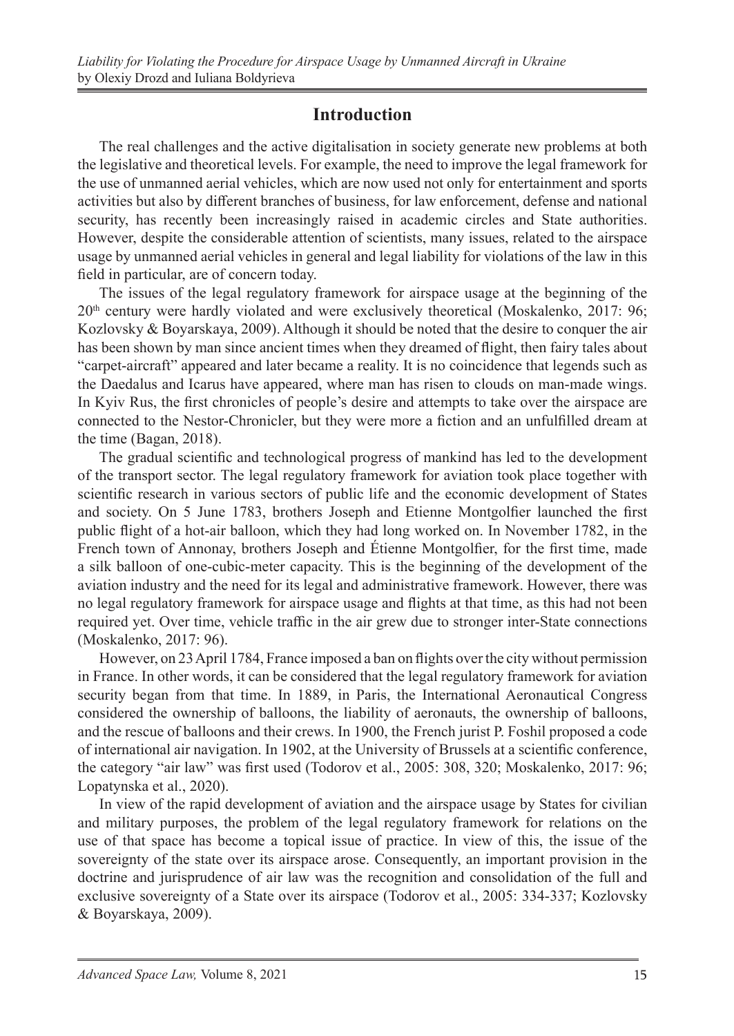## Introduction

The real challenges and the active digitalisation in society generate new problems at both the legislative and theoretical levels. For example, the need to improve the legal framework for the use of unmanned aerial vehicles, which are now used not only for entertainment and sports activities but also by different branches of business, for law enforcement, defense and national security, has recently been increasingly raised in academic circles and State authorities. However, despite the considerable attention of scientists, many issues, related to the airspace usage by unmanned aerial vehicles in general and legal liability for violations of the law in this field in particular, are of concern today.

The issues of the legal regulatory framework for airspace usage at the beginning of the 20th century were hardly violated and were exclusively theoretical (Moskalenko, 2017: 96; Kozlovsky & Boyarskaya, 2009). Although it should be noted that the desire to conquer the air has been shown by man since ancient times when they dreamed of flight, then fairy tales about "carpet-aircraft" appeared and later became a reality. It is no coincidence that legends such as the Daedalus and Icarus have appeared, where man has risen to clouds on man-made wings. In Kyiv Rus, the first chronicles of people's desire and attempts to take over the airspace are connected to the Nestor-Chronicler, but they were more a fiction and an unfulfilled dream at the time (Bagan, 2018).

The gradual scientific and technological progress of mankind has led to the development of the transport sector. The legal regulatory framework for aviation took place together with scientific research in various sectors of public life and the economic development of States and society. On 5 June 1783, brothers Joseph and Etienne Montgolfier launched the first public flight of a hot-air balloon, which they had long worked on. In November 1782, in the French town of Annonay, brothers Joseph and Étienne Montgolfier, for the first time, made a silk balloon of one-cubic-meter capacity. This is the beginning of the development of the aviation industry and the need for its legal and administrative framework. However, there was no legal regulatory framework for airspace usage and flights at that time, as this had not been required yet. Over time, vehicle traffic in the air grew due to stronger inter-State connections (Moskalenko, 2017: 96).

However, on 23 April 1784, France imposed a ban on flights over the city without permission in France. In other words, it can be considered that the legal regulatory framework for aviation security began from that time. In 1889, in Paris, the International Aeronautical Congress considered the ownership of balloons, the liability of aeronauts, the ownership of balloons, and the rescue of balloons and their crews. In 1900, the French jurist P. Foshil proposed a code of international air navigation. In 1902, at the University of Brussels at a scientific conference, the category "air law" was first used (Todorov et al., 2005: 308, 320; Moskalenko, 2017: 96; Lopatynska et al., 2020).

In view of the rapid development of aviation and the airspace usage by States for civilian and military purposes, the problem of the legal regulatory framework for relations on the use of that space has become a topical issue of practice. In view of this, the issue of the sovereignty of the state over its airspace arose. Consequently, an important provision in the doctrine and jurisprudence of air law was the recognition and consolidation of the full and exclusive sovereignty of a State over its airspace (Todorov et al., 2005: 334-337; Kozlovsky & Boyarskaya, 2009).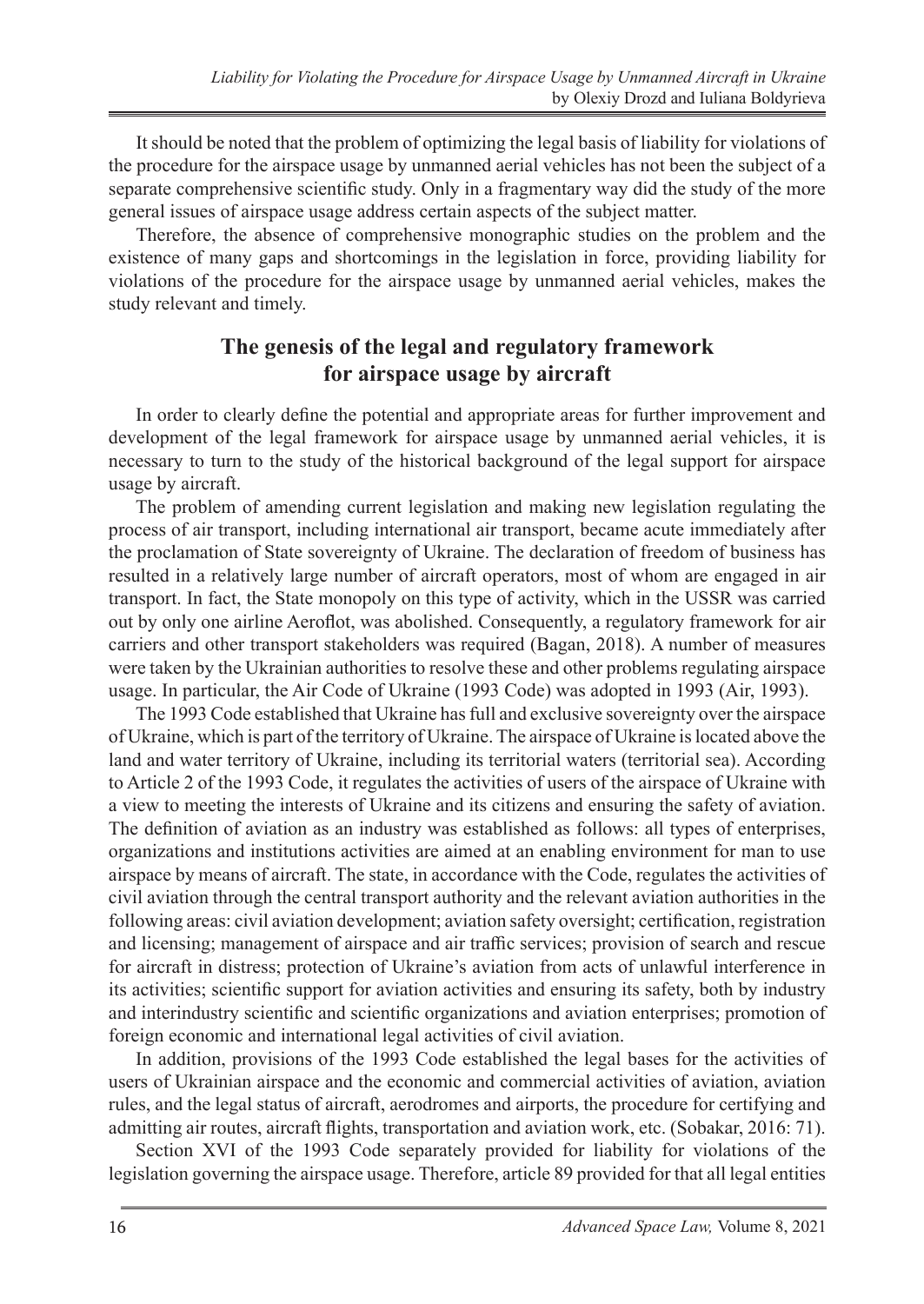It should be noted that the problem of optimizing the legal basis of liability for violations of the procedure for the airspace usage by unmanned aerial vehicles has not been the subject of a separate comprehensive scientific study. Only in a fragmentary way did the study of the more general issues of airspace usage address certain aspects of the subject matter.

Therefore, the absence of comprehensive monographic studies on the problem and the existence of many gaps and shortcomings in the legislation in force, providing liability for violations of the procedure for the airspace usage by unmanned aerial vehicles, makes the study relevant and timely.

## The genesis of the legal and regulatory framework for airspace usage by aircraft

In order to clearly define the potential and appropriate areas for further improvement and development of the legal framework for airspace usage by unmanned aerial vehicles, it is necessary to turn to the study of the historical background of the legal support for airspace usage by aircraft.

The problem of amending current legislation and making new legislation regulating the process of air transport, including international air transport, became acute immediately after the proclamation of State sovereignty of Ukraine. The declaration of freedom of business has resulted in a relatively large number of aircraft operators, most of whom are engaged in air transport. In fact, the State monopoly on this type of activity, which in the USSR was carried out by only one airline Aeroflot, was abolished. Consequently, a regulatory framework for air carriers and other transport stakeholders was required (Bagan, 2018). A number of measures were taken by the Ukrainian authorities to resolve these and other problems regulating airspace usage. In particular, the Air Code of Ukraine (1993 Code) was adopted in 1993 (Air, 1993).

The 1993 Code established that Ukraine has full and exclusive sovereignty over the airspace of Ukraine, which is part of the territory of Ukraine. The airspace of Ukraine is located above the land and water territory of Ukraine, including its territorial waters (territorial sea). According to Article 2 of the 1993 Code, it regulates the activities of users of the airspace of Ukraine with a view to meeting the interests of Ukraine and its citizens and ensuring the safety of aviation. The definition of aviation as an industry was established as follows: all types of enterprises, organizations and institutions activities are aimed at an enabling environment for man to use airspace by means of aircraft. The state, in accordance with the Code, regulates the activities of civil aviation through the central transport authority and the relevant aviation authorities in the following areas: civil aviation development; aviation safety oversight; certification, registration and licensing; management of airspace and air traffic services; provision of search and rescue for aircraft in distress; protection of Ukraine's aviation from acts of unlawful interference in its activities; scientific support for aviation activities and ensuring its safety, both by industry and interindustry scientific and scientific organizations and aviation enterprises; promotion of foreign economic and international legal activities of civil aviation.

In addition, provisions of the 1993 Code established the legal bases for the activities of users of Ukrainian airspace and the economic and commercial activities of aviation, aviation rules, and the legal status of aircraft, aerodromes and airports, the procedure for certifying and admitting air routes, aircraft flights, transportation and aviation work, etc. (Sobakar, 2016: 71).

Section XVI of the 1993 Code separately provided for liability for violations of the legislation governing the airspace usage. Therefore, article 89 provided for that all legal entities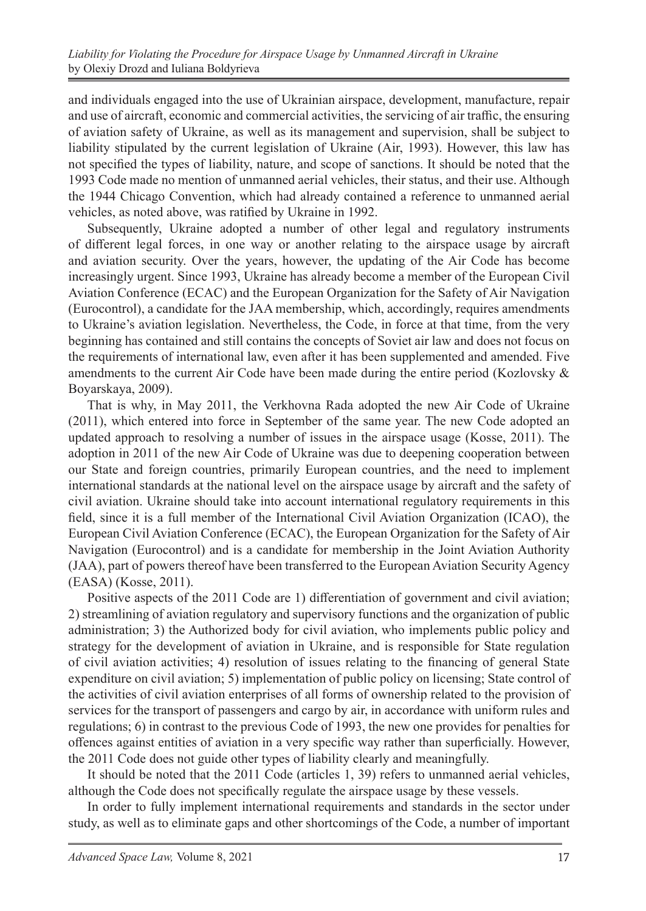and individuals engaged into the use of Ukrainian airspace, development, manufacture, repair and use of aircraft, economic and commercial activities, the servicing of air traffic, the ensuring of aviation safety of Ukraine, as well as its management and supervision, shall be subject to liability stipulated by the current legislation of Ukraine (Air, 1993). However, this law has not specified the types of liability, nature, and scope of sanctions. It should be noted that the 1993 Code made no mention of unmanned aerial vehicles, their status, and their use. Although the 1944 Chicago Convention, which had already contained a reference to unmanned aerial vehicles, as noted above, was ratified by Ukraine in 1992.

Subsequently, Ukraine adopted a number of other legal and regulatory instruments of different legal forces, in one way or another relating to the airspace usage by aircraft and aviation security. Over the years, however, the updating of the Air Code has become increasingly urgent. Since 1993, Ukraine has already become a member of the European Civil Aviation Conference (ECAC) and the European Organization for the Safety of Air Navigation (Eurocontrol), a candidate for the JAA membership, which, accordingly, requires amendments to Ukraine's aviation legislation. Nevertheless, the Code, in force at that time, from the very beginning has contained and still contains the concepts of Soviet air law and does not focus on the requirements of international law, even after it has been supplemented and amended. Five amendments to the current Air Code have been made during the entire period (Kozlovsky & Boyarskaya, 2009).

That is why, in May 2011, the Verkhovna Rada adopted the new Air Code of Ukraine (2011), which entered into force in September of the same year. The new Code adopted an updated approach to resolving a number of issues in the airspace usage (Kosse, 2011). The adoption in 2011 of the new Air Code of Ukraine was due to deepening cooperation between our State and foreign countries, primarily European countries, and the need to implement international standards at the national level on the airspace usage by aircraft and the safety of civil aviation. Ukraine should take into account international regulatory requirements in this field, since it is a full member of the International Civil Aviation Organization (ICAO), the European Civil Aviation Conference (ECAC), the European Organization for the Safety of Air Navigation (Eurocontrol) and is a candidate for membership in the Joint Aviation Authority (JAA), part of powers thereof have been transferred to the European Aviation Security Agency (EASA) (Kosse, 2011).

Positive aspects of the 2011 Code are 1) differentiation of government and civil aviation; 2) streamlining of aviation regulatory and supervisory functions and the organization of public administration; 3) the Authorized body for civil aviation, who implements public policy and strategy for the development of aviation in Ukraine, and is responsible for State regulation of civil aviation activities; 4) resolution of issues relating to the financing of general State expenditure on civil aviation; 5) implementation of public policy on licensing; State control of the activities of civil aviation enterprises of all forms of ownership related to the provision of services for the transport of passengers and cargo by air, in accordance with uniform rules and regulations; 6) in contrast to the previous Code of 1993, the new one provides for penalties for offences against entities of aviation in a very specific way rather than superficially. However, the 2011 Code does not guide other types of liability clearly and meaningfully.

It should be noted that the 2011 Code (articles 1, 39) refers to unmanned aerial vehicles, although the Code does not specifically regulate the airspace usage by these vessels.

In order to fully implement international requirements and standards in the sector under study, as well as to eliminate gaps and other shortcomings of the Code, a number of important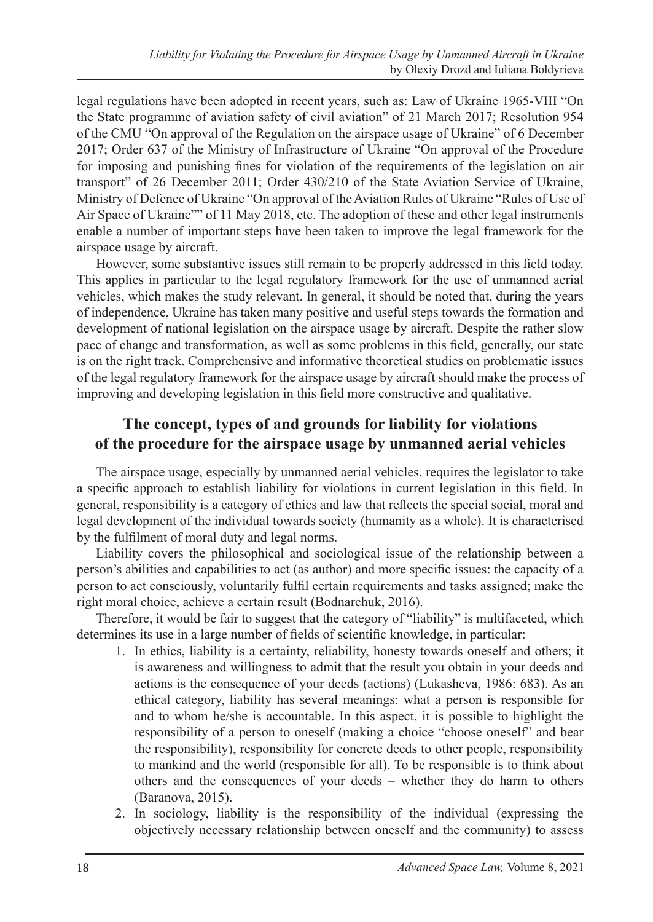legal regulations have been adopted in recent years, such as: Law of Ukraine 1965-VIII "On the State programme of aviation safety of civil aviation" of 21 March 2017; Resolution 954 of the CMU "On approval of the Regulation on the airspace usage of Ukraine" of 6 December 2017; Order 637 of the Ministry of Infrastructure of Ukraine "On approval of the Procedure for imposing and punishing fines for violation of the requirements of the legislation on air transport" of 26 December 2011; Order 430/210 of the State Aviation Service of Ukraine, Ministry of Defence of Ukraine "On approval of the Aviation Rules of Ukraine "Rules of Use of Air Space of Ukraine"" of 11 May 2018, etc. The adoption of these and other legal instruments enable a number of important steps have been taken to improve the legal framework for the airspace usage by aircraft.

However, some substantive issues still remain to be properly addressed in this field today. This applies in particular to the legal regulatory framework for the use of unmanned aerial vehicles, which makes the study relevant. In general, it should be noted that, during the years of independence, Ukraine has taken many positive and useful steps towards the formation and development of national legislation on the airspace usage by aircraft. Despite the rather slow pace of change and transformation, as well as some problems in this field, generally, our state is on the right track. Comprehensive and informative theoretical studies on problematic issues of the legal regulatory framework for the airspace usage by aircraft should make the process of improving and developing legislation in this field more constructive and qualitative.

## The concept, types of and grounds for liability for violations of the procedure for the airspace usage by unmanned aerial vehicles

The airspace usage, especially by unmanned aerial vehicles, requires the legislator to take a specific approach to establish liability for violations in current legislation in this field. In general, responsibility is a category of ethics and law that reflects the special social, moral and legal development of the individual towards society (humanity as a whole). It is characterised by the fulfilment of moral duty and legal norms.

Liability covers the philosophical and sociological issue of the relationship between a person's abilities and capabilities to act (as author) and more specific issues: the capacity of a person to act consciously, voluntarily fulfil certain requirements and tasks assigned; make the right moral choice, achieve a certain result (Bodnarchuk, 2016).

Therefore, it would be fair to suggest that the category of "liability" is multifaceted, which determines its use in a large number of fields of scientific knowledge, in particular:

1. In ethics, liability is a certainty, reliability, honesty towards oneself and others; it is awareness and willingness to admit that the result you obtain in your deeds and actions is the consequence of your deeds (actions) (Lukasheva, 1986: 683). As an ethical category, liability has several meanings: what a person is responsible for and to whom he/she is accountable. In this aspect, it is possible to highlight the responsibility of a person to oneself (making a choice "choose oneself" and bear the responsibility), responsibility for concrete deeds to other people, responsibility to mankind and the world (responsible for all). To be responsible is to think about others and the consequences of your deeds – whether they do harm to others (Baranova, 2015).
2. In sociology, liability is the responsibility of the individual (expressing the objectively necessary relationship between oneself and the community) to assess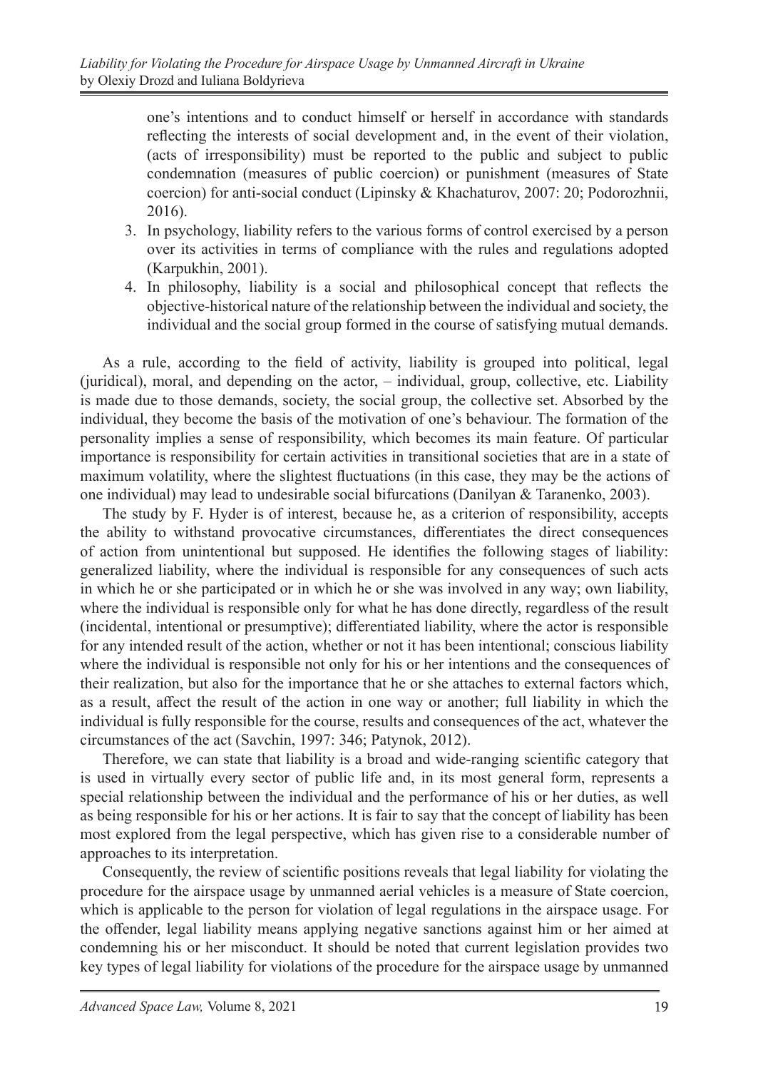one's intentions and to conduct himself or herself in accordance with standards reflecting the interests of social development and, in the event of their violation, (acts of irresponsibility) must be reported to the public and subject to public condemnation (measures of public coercion) or punishment (measures of State coercion) for anti-social conduct (Lipinsky & Khachaturov, 2007: 20; Podorozhnii, 2016).

3. In psychology, liability refers to the various forms of control exercised by a person over its activities in terms of compliance with the rules and regulations adopted (Karpukhin, 2001).
4. In philosophy, liability is a social and philosophical concept that reflects the objective-historical nature of the relationship between the individual and society, the individual and the social group formed in the course of satisfying mutual demands.

As a rule, according to the field of activity, liability is grouped into political, legal (juridical), moral, and depending on the actor, – individual, group, collective, etc. Liability is made due to those demands, society, the social group, the collective set. Absorbed by the individual, they become the basis of the motivation of one's behaviour. The formation of the personality implies a sense of responsibility, which becomes its main feature. Of particular importance is responsibility for certain activities in transitional societies that are in a state of maximum volatility, where the slightest fluctuations (in this case, they may be the actions of one individual) may lead to undesirable social bifurcations (Danilyan & Taranenko, 2003).

The study by F. Hyder is of interest, because he, as a criterion of responsibility, accepts the ability to withstand provocative circumstances, differentiates the direct consequences of action from unintentional but supposed. He identifies the following stages of liability: generalized liability, where the individual is responsible for any consequences of such acts in which he or she participated or in which he or she was involved in any way; own liability, where the individual is responsible only for what he has done directly, regardless of the result (incidental, intentional or presumptive); differentiated liability, where the actor is responsible for any intended result of the action, whether or not it has been intentional; conscious liability where the individual is responsible not only for his or her intentions and the consequences of their realization, but also for the importance that he or she attaches to external factors which, as a result, affect the result of the action in one way or another; full liability in which the individual is fully responsible for the course, results and consequences of the act, whatever the circumstances of the act (Savchin, 1997: 346; Patynok, 2012).

Therefore, we can state that liability is a broad and wide-ranging scientific category that is used in virtually every sector of public life and, in its most general form, represents a special relationship between the individual and the performance of his or her duties, as well as being responsible for his or her actions. It is fair to say that the concept of liability has been most explored from the legal perspective, which has given rise to a considerable number of approaches to its interpretation.

Consequently, the review of scientific positions reveals that legal liability for violating the procedure for the airspace usage by unmanned aerial vehicles is a measure of State coercion, which is applicable to the person for violation of legal regulations in the airspace usage. For the offender, legal liability means applying negative sanctions against him or her aimed at condemning his or her misconduct. It should be noted that current legislation provides two key types of legal liability for violations of the procedure for the airspace usage by unmanned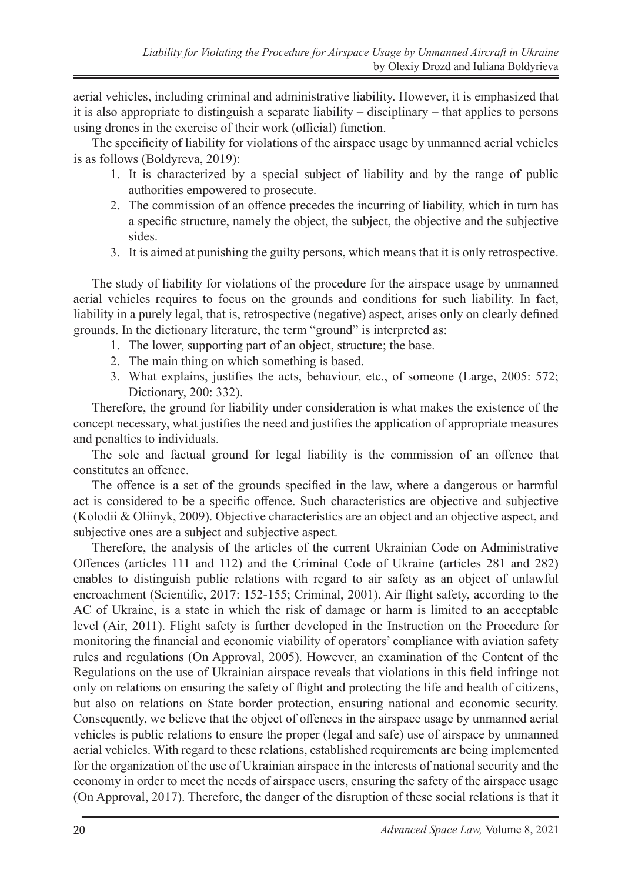aerial vehicles, including criminal and administrative liability. However, it is emphasized that it is also appropriate to distinguish a separate liability – disciplinary – that applies to persons using drones in the exercise of their work (official) function.

The specificity of liability for violations of the airspace usage by unmanned aerial vehicles is as follows (Boldyreva, 2019):

1. It is characterized by a special subject of liability and by the range of public authorities empowered to prosecute.
2. The commission of an offence precedes the incurring of liability, which in turn has a specific structure, namely the object, the subject, the objective and the subjective sides.
3. It is aimed at punishing the guilty persons, which means that it is only retrospective.

The study of liability for violations of the procedure for the airspace usage by unmanned aerial vehicles requires to focus on the grounds and conditions for such liability. In fact, liability in a purely legal, that is, retrospective (negative) aspect, arises only on clearly defined grounds. In the dictionary literature, the term "ground" is interpreted as:

1. The lower, supporting part of an object, structure; the base.
2. The main thing on which something is based.
3. What explains, justifies the acts, behaviour, etc., of someone (Large, 2005: 572; Dictionary, 200: 332).

Therefore, the ground for liability under consideration is what makes the existence of the concept necessary, what justifies the need and justifies the application of appropriate measures and penalties to individuals.

The sole and factual ground for legal liability is the commission of an offence that constitutes an offence.

The offence is a set of the grounds specified in the law, where a dangerous or harmful act is considered to be a specific offence. Such characteristics are objective and subjective (Kolodii & Oliinyk, 2009). Objective characteristics are an object and an objective aspect, and subjective ones are a subject and subjective aspect.

Therefore, the analysis of the articles of the current Ukrainian Code on Administrative Offences (articles 111 and 112) and the Criminal Code of Ukraine (articles 281 and 282) enables to distinguish public relations with regard to air safety as an object of unlawful encroachment (Scientific, 2017: 152-155; Criminal, 2001). Air flight safety, according to the AC of Ukraine, is a state in which the risk of damage or harm is limited to an acceptable level (Air, 2011). Flight safety is further developed in the Instruction on the Procedure for monitoring the financial and economic viability of operators' compliance with aviation safety rules and regulations (On Approval, 2005). However, an examination of the Content of the Regulations on the use of Ukrainian airspace reveals that violations in this field infringe not only on relations on ensuring the safety of flight and protecting the life and health of citizens, but also on relations on State border protection, ensuring national and economic security. Consequently, we believe that the object of offences in the airspace usage by unmanned aerial vehicles is public relations to ensure the proper (legal and safe) use of airspace by unmanned aerial vehicles. With regard to these relations, established requirements are being implemented for the organization of the use of Ukrainian airspace in the interests of national security and the economy in order to meet the needs of airspace users, ensuring the safety of the airspace usage (On Approval, 2017). Therefore, the danger of the disruption of these social relations is that it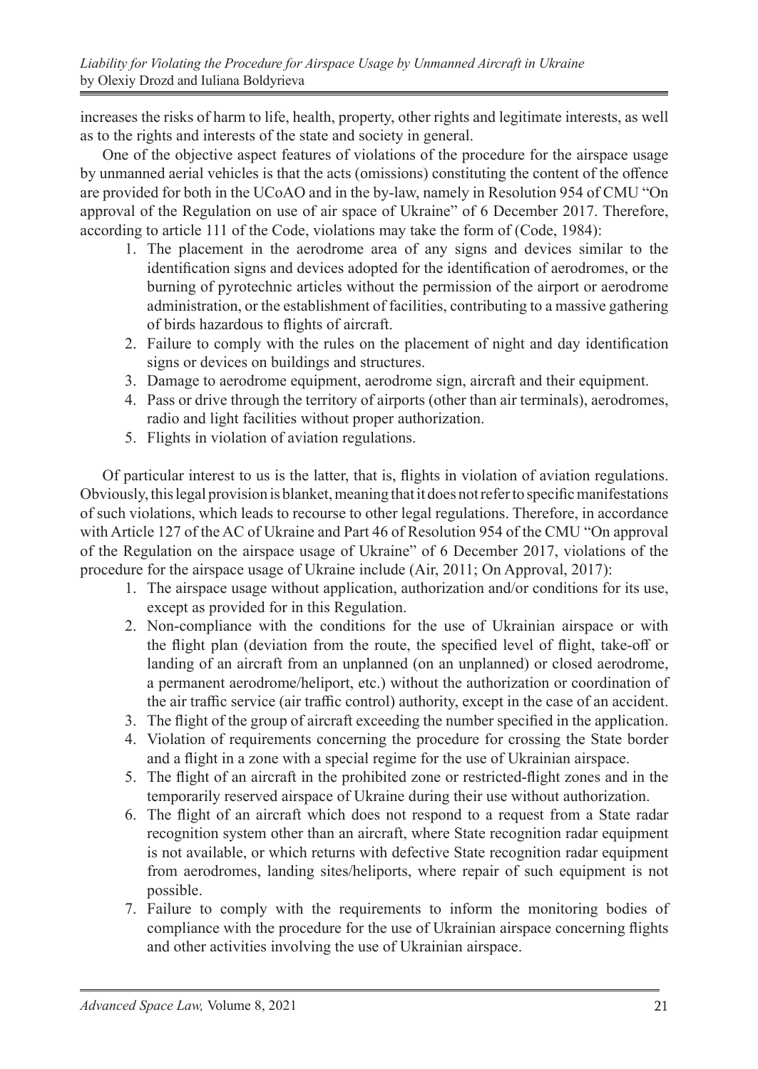increases the risks of harm to life, health, property, other rights and legitimate interests, as well as to the rights and interests of the state and society in general.

One of the objective aspect features of violations of the procedure for the airspace usage by unmanned aerial vehicles is that the acts (omissions) constituting the content of the offence are provided for both in the UCoAO and in the by-law, namely in Resolution 954 of CMU "On approval of the Regulation on use of air space of Ukraine" of 6 December 2017. Therefore, according to article 111 of the Code, violations may take the form of (Code, 1984):

1. The placement in the aerodrome area of any signs and devices similar to the identification signs and devices adopted for the identification of aerodromes, or the burning of pyrotechnic articles without the permission of the airport or aerodrome administration, or the establishment of facilities, contributing to a massive gathering of birds hazardous to flights of aircraft.
2. Failure to comply with the rules on the placement of night and day identification signs or devices on buildings and structures.
3. Damage to aerodrome equipment, aerodrome sign, aircraft and their equipment.
4. Pass or drive through the territory of airports (other than air terminals), aerodromes, radio and light facilities without proper authorization.
5. Flights in violation of aviation regulations.

Of particular interest to us is the latter, that is, flights in violation of aviation regulations. Obviously, this legal provision is blanket, meaning that it does not refer to specific manifestations of such violations, which leads to recourse to other legal regulations. Therefore, in accordance with Article 127 of the AC of Ukraine and Part 46 of Resolution 954 of the CMU "On approval of the Regulation on the airspace usage of Ukraine" of 6 December 2017, violations of the procedure for the airspace usage of Ukraine include (Air, 2011; On Approval, 2017):

1. The airspace usage without application, authorization and/or conditions for its use, except as provided for in this Regulation.
2. Non-compliance with the conditions for the use of Ukrainian airspace or with the flight plan (deviation from the route, the specified level of flight, take-off or landing of an aircraft from an unplanned (on an unplanned) or closed aerodrome, a permanent aerodrome/heliport, etc.) without the authorization or coordination of the air traffic service (air traffic control) authority, except in the case of an accident.
3. The flight of the group of aircraft exceeding the number specified in the application.
4. Violation of requirements concerning the procedure for crossing the State border and a flight in a zone with a special regime for the use of Ukrainian airspace.
5. The flight of an aircraft in the prohibited zone or restricted-flight zones and in the temporarily reserved airspace of Ukraine during their use without authorization.
6. The flight of an aircraft which does not respond to a request from a State radar recognition system other than an aircraft, where State recognition radar equipment is not available, or which returns with defective State recognition radar equipment from aerodromes, landing sites/heliports, where repair of such equipment is not possible.
7. Failure to comply with the requirements to inform the monitoring bodies of compliance with the procedure for the use of Ukrainian airspace concerning flights and other activities involving the use of Ukrainian airspace.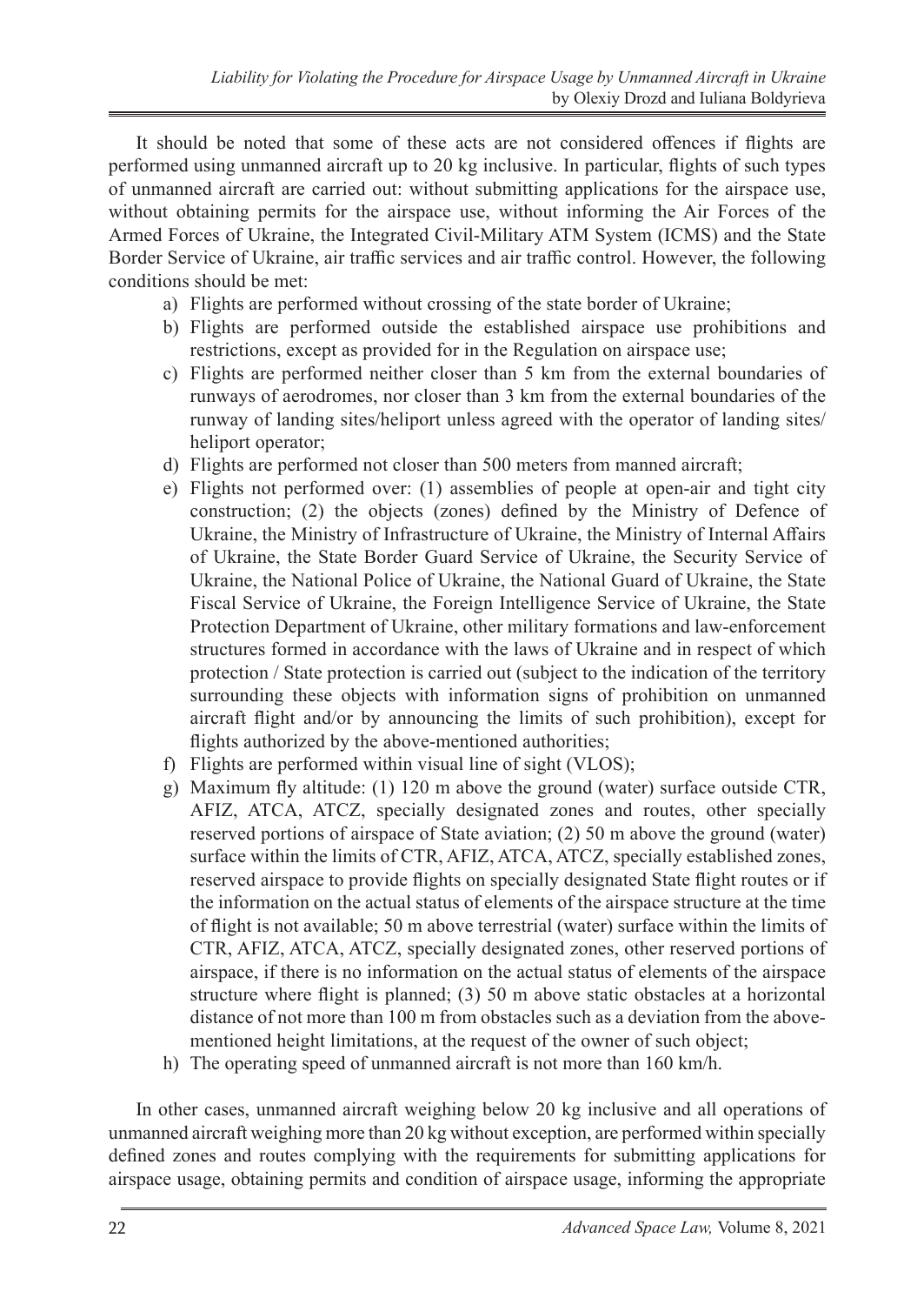It should be noted that some of these acts are not considered offences if flights are performed using unmanned aircraft up to 20 kg inclusive. In particular, flights of such types of unmanned aircraft are carried out: without submitting applications for the airspace use, without obtaining permits for the airspace use, without informing the Air Forces of the Armed Forces of Ukraine, the Integrated Civil-Military ATM System (ICMS) and the State Border Service of Ukraine, air traffic services and air traffic control. However, the following conditions should be met:

a) Flights are performed without crossing of the state border of Ukraine;
b) Flights are performed outside the established airspace use prohibitions and restrictions, except as provided for in the Regulation on airspace use;
c) Flights are performed neither closer than 5 km from the external boundaries of runways of aerodromes, nor closer than 3 km from the external boundaries of the runway of landing sites/heliport unless agreed with the operator of landing sites/ heliport operator;
d) Flights are performed not closer than 500 meters from manned aircraft;
e) Flights not performed over: (1) assemblies of people at open-air and tight city construction; (2) the objects (zones) defined by the Ministry of Defence of Ukraine, the Ministry of Infrastructure of Ukraine, the Ministry of Internal Affairs of Ukraine, the State Border Guard Service of Ukraine, the Security Service of Ukraine, the National Police of Ukraine, the National Guard of Ukraine, the State Fiscal Service of Ukraine, the Foreign Intelligence Service of Ukraine, the State Protection Department of Ukraine, other military formations and law-enforcement structures formed in accordance with the laws of Ukraine and in respect of which protection / State protection is carried out (subject to the indication of the territory surrounding these objects with information signs of prohibition on unmanned aircraft flight and/or by announcing the limits of such prohibition), except for flights authorized by the above-mentioned authorities;
f) Flights are performed within visual line of sight (VLOS);
g) Maximum fly altitude: (1) 120 m above the ground (water) surface outside CTR, AFIZ, ATCA, ATCZ, specially designated zones and routes, other specially reserved portions of airspace of State aviation; (2) 50 m above the ground (water) surface within the limits of CTR, AFIZ, ATCA, ATCZ, specially established zones, reserved airspace to provide flights on specially designated State flight routes or if the information on the actual status of elements of the airspace structure at the time of flight is not available; 50 m above terrestrial (water) surface within the limits of CTR, AFIZ, ATCA, ATCZ, specially designated zones, other reserved portions of airspace, if there is no information on the actual status of elements of the airspace structure where flight is planned; (3) 50 m above static obstacles at a horizontal distance of not more than 100 m from obstacles such as a deviation from the above-mentioned height limitations, at the request of the owner of such object;
h) The operating speed of unmanned aircraft is not more than 160 km/h.

In other cases, unmanned aircraft weighing below 20 kg inclusive and all operations of unmanned aircraft weighing more than 20 kg without exception, are performed within specially defined zones and routes complying with the requirements for submitting applications for airspace usage, obtaining permits and condition of airspace usage, informing the appropriate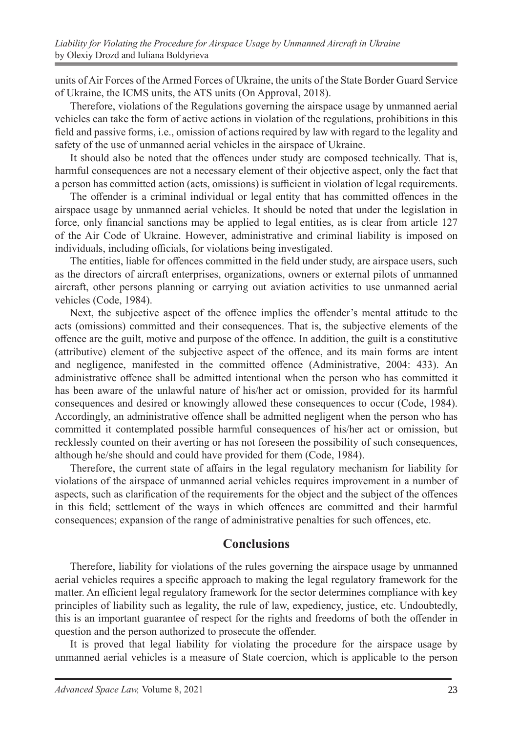units of Air Forces of the Armed Forces of Ukraine, the units of the State Border Guard Service of Ukraine, the ICMS units, the ATS units (On Approval, 2018).

Therefore, violations of the Regulations governing the airspace usage by unmanned aerial vehicles can take the form of active actions in violation of the regulations, prohibitions in this field and passive forms, i.e., omission of actions required by law with regard to the legality and safety of the use of unmanned aerial vehicles in the airspace of Ukraine.

It should also be noted that the offences under study are composed technically. That is, harmful consequences are not a necessary element of their objective aspect, only the fact that a person has committed action (acts, omissions) is sufficient in violation of legal requirements.

The offender is a criminal individual or legal entity that has committed offences in the airspace usage by unmanned aerial vehicles. It should be noted that under the legislation in force, only financial sanctions may be applied to legal entities, as is clear from article 127 of the Air Code of Ukraine. However, administrative and criminal liability is imposed on individuals, including officials, for violations being investigated.

The entities, liable for offences committed in the field under study, are airspace users, such as the directors of aircraft enterprises, organizations, owners or external pilots of unmanned aircraft, other persons planning or carrying out aviation activities to use unmanned aerial vehicles (Code, 1984).

Next, the subjective aspect of the offence implies the offender's mental attitude to the acts (omissions) committed and their consequences. That is, the subjective elements of the offence are the guilt, motive and purpose of the offence. In addition, the guilt is a constitutive (attributive) element of the subjective aspect of the offence, and its main forms are intent and negligence, manifested in the committed offence (Administrative, 2004: 433). An administrative offence shall be admitted intentional when the person who has committed it has been aware of the unlawful nature of his/her act or omission, provided for its harmful consequences and desired or knowingly allowed these consequences to occur (Code, 1984). Accordingly, an administrative offence shall be admitted negligent when the person who has committed it contemplated possible harmful consequences of his/her act or omission, but recklessly counted on their averting or has not foreseen the possibility of such consequences, although he/she should and could have provided for them (Code, 1984).

Therefore, the current state of affairs in the legal regulatory mechanism for liability for violations of the airspace of unmanned aerial vehicles requires improvement in a number of aspects, such as clarification of the requirements for the object and the subject of the offences in this field; settlement of the ways in which offences are committed and their harmful consequences; expansion of the range of administrative penalties for such offences, etc.

## Conclusions

Therefore, liability for violations of the rules governing the airspace usage by unmanned aerial vehicles requires a specific approach to making the legal regulatory framework for the matter. An efficient legal regulatory framework for the sector determines compliance with key principles of liability such as legality, the rule of law, expediency, justice, etc. Undoubtedly, this is an important guarantee of respect for the rights and freedoms of both the offender in question and the person authorized to prosecute the offender.

It is proved that legal liability for violating the procedure for the airspace usage by unmanned aerial vehicles is a measure of State coercion, which is applicable to the person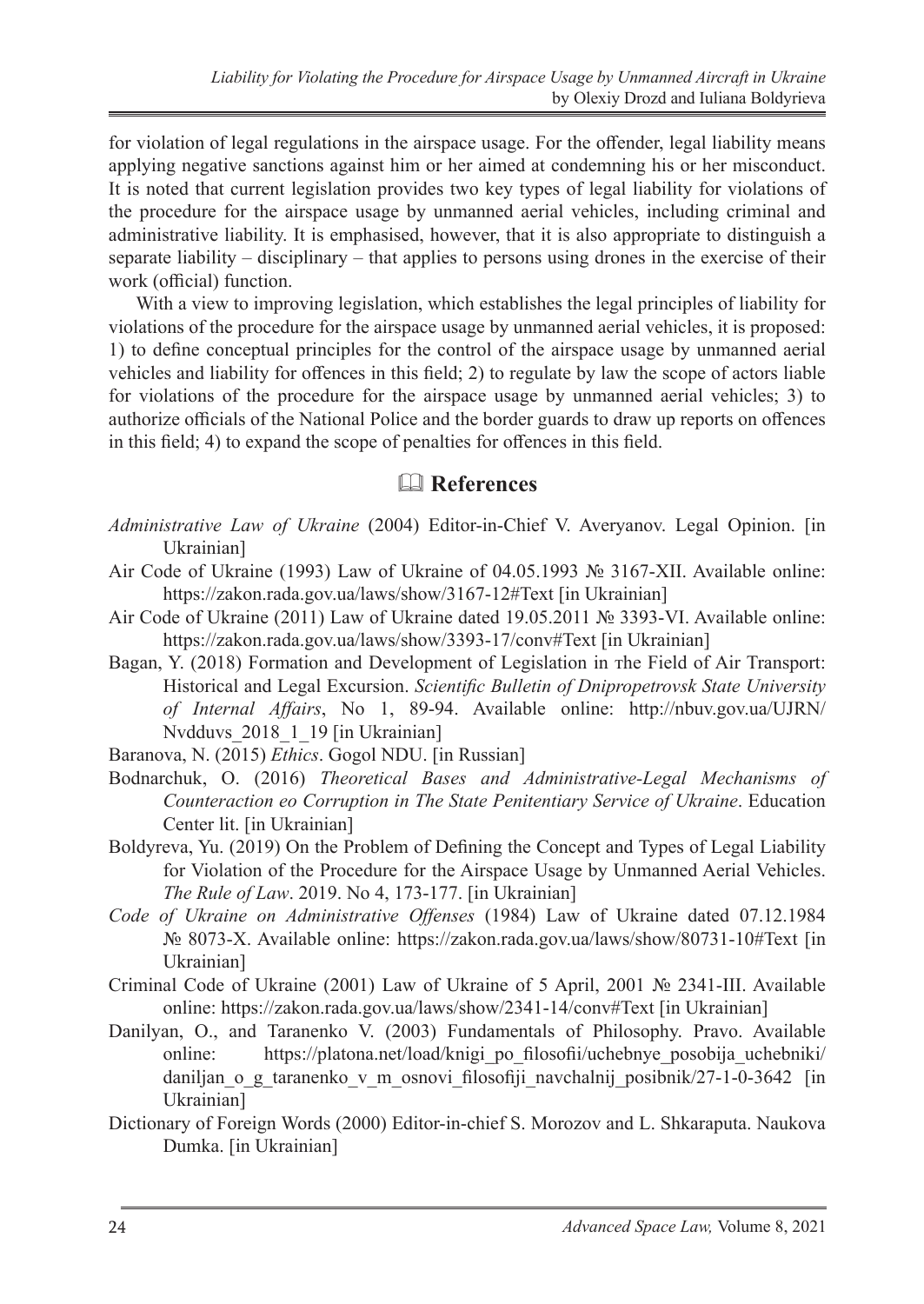for violation of legal regulations in the airspace usage. For the offender, legal liability means applying negative sanctions against him or her aimed at condemning his or her misconduct. It is noted that current legislation provides two key types of legal liability for violations of the procedure for the airspace usage by unmanned aerial vehicles, including criminal and administrative liability. It is emphasised, however, that it is also appropriate to distinguish a separate liability – disciplinary – that applies to persons using drones in the exercise of their work (official) function.

With a view to improving legislation, which establishes the legal principles of liability for violations of the procedure for the airspace usage by unmanned aerial vehicles, it is proposed: 1) to define conceptual principles for the control of the airspace usage by unmanned aerial vehicles and liability for offences in this field; 2) to regulate by law the scope of actors liable for violations of the procedure for the airspace usage by unmanned aerial vehicles; 3) to authorize officials of the National Police and the border guards to draw up reports on offences in this field; 4) to expand the scope of penalties for offences in this field.

## 🕮 References

*Administrative Law of Ukraine* (2004) Editor-in-Chief V. Averyanov. Legal Opinion. [in Ukrainian]

Air Code of Ukraine (1993) Law of Ukraine of 04.05.1993 № 3167-XII. Available online: https://zakon.rada.gov.ua/laws/show/3167-12#Text [in Ukrainian]

Air Code of Ukraine (2011) Law of Ukraine dated 19.05.2011 № 3393-VI. Available online: https://zakon.rada.gov.ua/laws/show/3393-17/conv#Text [in Ukrainian]

Bagan, Y. (2018) Formation and Development of Legislation in тhe Field of Air Transport: Historical and Legal Excursion. *Scientific Bulletin of Dnipropetrovsk State University of Internal Affairs*, No 1, 89-94. Available online: http://nbuv.gov.ua/UJRN/Nvdduvs_2018_1_19 [in Ukrainian]

Baranova, N. (2015) *Ethics*. Gogol NDU. [in Russian]

Bodnarchuk, O. (2016) *Theoretical Bases and Administrative-Legal Mechanisms of Counteraction eo Corruption in The State Penitentiary Service of Ukraine*. Education Center lit. [in Ukrainian]

Boldyreva, Yu. (2019) On the Problem of Defining the Concept and Types of Legal Liability for Violation of the Procedure for the Airspace Usage by Unmanned Aerial Vehicles. *The Rule of Law*. 2019. No 4, 173-177. [in Ukrainian]

*Code of Ukraine on Administrative Offenses* (1984) Law of Ukraine dated 07.12.1984 № 8073-X. Available online: https://zakon.rada.gov.ua/laws/show/80731-10#Text [in Ukrainian]

Criminal Code of Ukraine (2001) Law of Ukraine of 5 April, 2001 № 2341-III. Available online: https://zakon.rada.gov.ua/laws/show/2341-14/conv#Text [in Ukrainian]

Danilyan, O., and Taranenko V. (2003) Fundamentals of Philosophy. Pravo. Available online: https://platona.net/load/knigi_po_filosofii/uchebnye_posobija_uchebniki/daniljan_o_g_taranenko_v_m_osnovi_filosofiji_navchalnij_posibnik/27-1-0-3642 [in Ukrainian]

Dictionary of Foreign Words (2000) Editor-in-chief S. Morozov and L. Shkaraputa. Naukova Dumka. [in Ukrainian]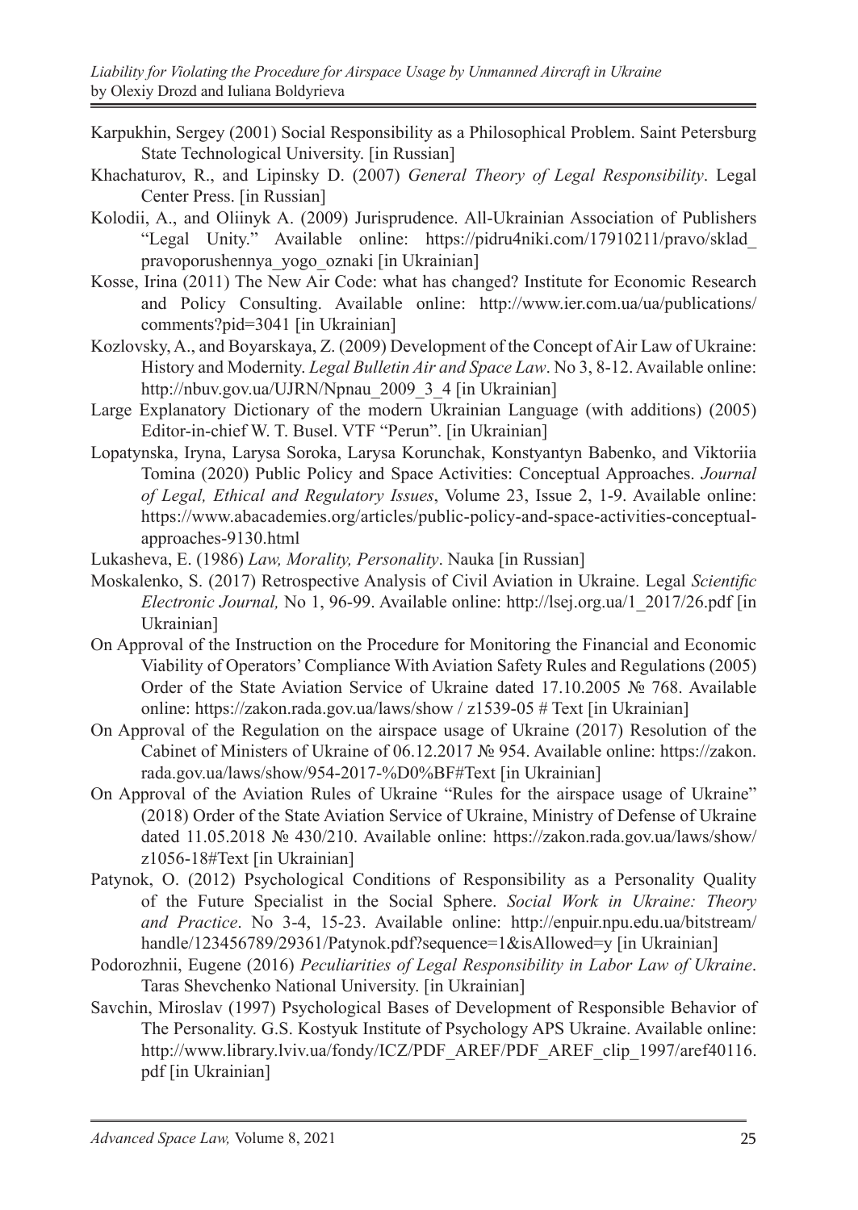Karpukhin, Sergey (2001) Social Responsibility as a Philosophical Problem. Saint Petersburg State Technological University. [in Russian]

Khachaturov, R., and Lipinsky D. (2007) *General Theory of Legal Responsibility*. Legal Center Press. [in Russian]

Kolodii, A., and Oliinyk A. (2009) Jurisprudence. All-Ukrainian Association of Publishers "Legal Unity." Available online: https://pidru4niki.com/17910211/pravo/sklad_pravoporushennya_yogo_oznaki [in Ukrainian]

Kosse, Irina (2011) The New Air Code: what has changed? Institute for Economic Research and Policy Consulting. Available online: http://www.ier.com.ua/ua/publications/comments?pid=3041 [in Ukrainian]

Kozlovsky, A., and Boyarskaya, Z. (2009) Development of the Concept of Air Law of Ukraine: History and Modernity. *Legal Bulletin Air and Space Law*. No 3, 8-12. Available online: http://nbuv.gov.ua/UJRN/Npnau_2009_3_4 [in Ukrainian]

Large Explanatory Dictionary of the modern Ukrainian Language (with additions) (2005) Editor-in-chief W. T. Busel. VTF "Perun". [in Ukrainian]

Lopatynska, Iryna, Larysa Soroka, Larysa Korunchak, Konstyantyn Babenko, and Viktoriia Tomina (2020) Public Policy and Space Activities: Conceptual Approaches. *Journal of Legal, Ethical and Regulatory Issues*, Volume 23, Issue 2, 1-9. Available online: https://www.abacademies.org/articles/public-policy-and-space-activities-conceptual-approaches-9130.html

Lukasheva, E. (1986) *Law, Morality, Personality*. Nauka [in Russian]

Moskalenko, S. (2017) Retrospective Analysis of Civil Aviation in Ukraine. Legal *Scientific Electronic Journal,* No 1, 96-99. Available online: http://lsej.org.ua/1_2017/26.pdf [in Ukrainian]

On Approval of the Instruction on the Procedure for Monitoring the Financial and Economic Viability of Operators' Compliance With Aviation Safety Rules and Regulations (2005) Order of the State Aviation Service of Ukraine dated 17.10.2005 № 768. Available online: https://zakon.rada.gov.ua/laws/show / z1539-05 # Text [in Ukrainian]

On Approval of the Regulation on the airspace usage of Ukraine (2017) Resolution of the Cabinet of Ministers of Ukraine of 06.12.2017 № 954. Available online: https://zakon.rada.gov.ua/laws/show/954-2017-%D0%BF#Text [in Ukrainian]

On Approval of the Aviation Rules of Ukraine "Rules for the airspace usage of Ukraine" (2018) Order of the State Aviation Service of Ukraine, Ministry of Defense of Ukraine dated 11.05.2018 № 430/210. Available online: https://zakon.rada.gov.ua/laws/show/z1056-18#Text [in Ukrainian]

Patynok, O. (2012) Psychological Conditions of Responsibility as a Personality Quality of the Future Specialist in the Social Sphere. *Social Work in Ukraine: Theory and Practice*. No 3-4, 15-23. Available online: http://enpuir.npu.edu.ua/bitstream/handle/123456789/29361/Patynok.pdf?sequence=1&isAllowed=y [in Ukrainian]

Podorozhnii, Eugene (2016) *Peculiarities of Legal Responsibility in Labor Law of Ukraine*. Taras Shevchenko National University. [in Ukrainian]

Savchin, Miroslav (1997) Psychological Bases of Development of Responsible Behavior of The Personality. G.S. Kostyuk Institute of Psychology APS Ukraine. Available online: http://www.library.lviv.ua/fondy/ICZ/PDF_AREF/PDF_AREF_clip_1997/aref40116.pdf [in Ukrainian]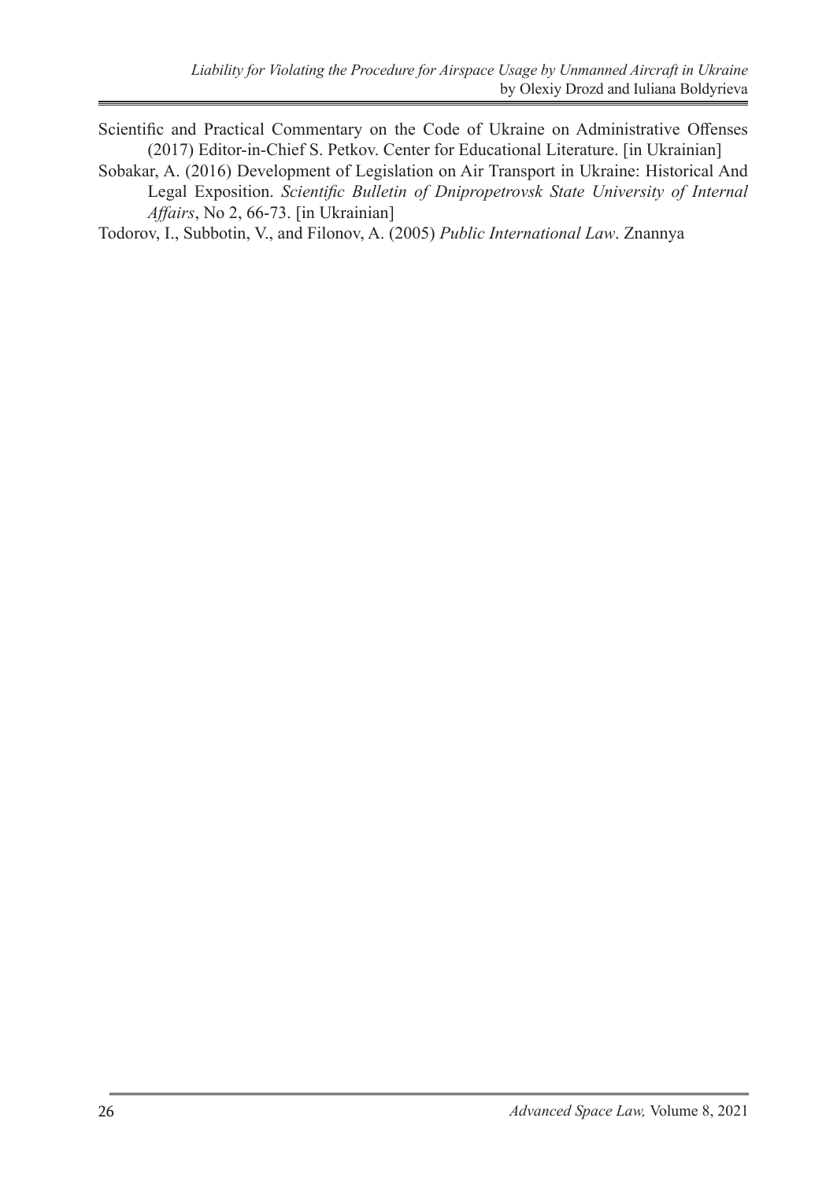Scientific and Practical Commentary on the Code of Ukraine on Administrative Offenses (2017) Editor-in-Chief S. Petkov. Center for Educational Literature. [in Ukrainian]

Sobakar, A. (2016) Development of Legislation on Air Transport in Ukraine: Historical And Legal Exposition. *Scientific Bulletin of Dnipropetrovsk State University of Internal Affairs*, No 2, 66-73. [in Ukrainian]

Todorov, I., Subbotin, V., and Filonov, A. (2005) *Public International Law*. Znannya